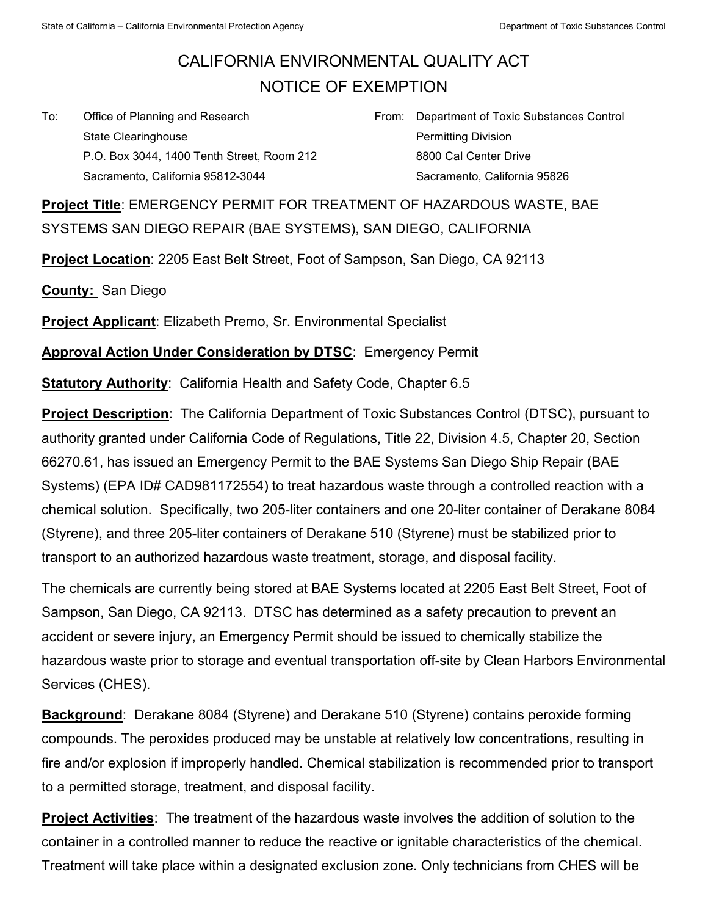# CALIFORNIA ENVIRONMENTAL QUALITY ACT
# NOTICE OF EXEMPTION

To: Office of Planning and Research
State Clearinghouse
P.O. Box 3044, 1400 Tenth Street, Room 212
Sacramento, California 95812-3044

From: Department of Toxic Substances Control
Permitting Division
8800 Cal Center Drive
Sacramento, California 95826

**Project Title**: EMERGENCY PERMIT FOR TREATMENT OF HAZARDOUS WASTE, BAE SYSTEMS SAN DIEGO REPAIR (BAE SYSTEMS), SAN DIEGO, CALIFORNIA

**Project Location**: 2205 East Belt Street, Foot of Sampson, San Diego, CA 92113

**County:** San Diego

**Project Applicant**: Elizabeth Premo, Sr. Environmental Specialist

**Approval Action Under Consideration by DTSC**: Emergency Permit

**Statutory Authority**: California Health and Safety Code, Chapter 6.5

**Project Description**: The California Department of Toxic Substances Control (DTSC), pursuant to authority granted under California Code of Regulations, Title 22, Division 4.5, Chapter 20, Section 66270.61, has issued an Emergency Permit to the BAE Systems San Diego Ship Repair (BAE Systems) (EPA ID# CAD981172554) to treat hazardous waste through a controlled reaction with a chemical solution. Specifically, two 205-liter containers and one 20-liter container of Derakane 8084 (Styrene), and three 205-liter containers of Derakane 510 (Styrene) must be stabilized prior to transport to an authorized hazardous waste treatment, storage, and disposal facility.

The chemicals are currently being stored at BAE Systems located at 2205 East Belt Street, Foot of Sampson, San Diego, CA 92113. DTSC has determined as a safety precaution to prevent an accident or severe injury, an Emergency Permit should be issued to chemically stabilize the hazardous waste prior to storage and eventual transportation off-site by Clean Harbors Environmental Services (CHES).

**Background**: Derakane 8084 (Styrene) and Derakane 510 (Styrene) contains peroxide forming compounds. The peroxides produced may be unstable at relatively low concentrations, resulting in fire and/or explosion if improperly handled. Chemical stabilization is recommended prior to transport to a permitted storage, treatment, and disposal facility.

**Project Activities**: The treatment of the hazardous waste involves the addition of solution to the container in a controlled manner to reduce the reactive or ignitable characteristics of the chemical. Treatment will take place within a designated exclusion zone. Only technicians from CHES will be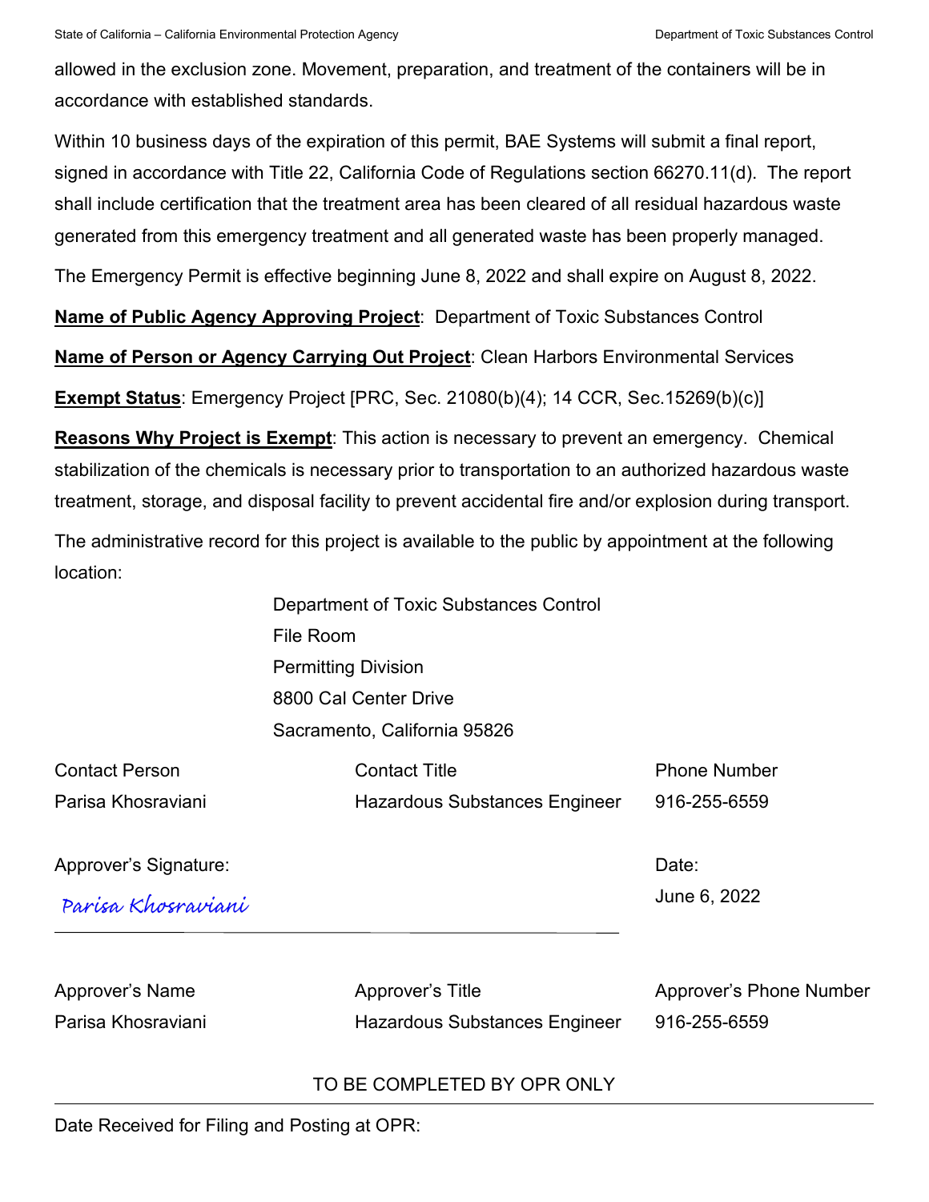allowed in the exclusion zone. Movement, preparation, and treatment of the containers will be in accordance with established standards.

Within 10 business days of the expiration of this permit, BAE Systems will submit a final report, signed in accordance with Title 22, California Code of Regulations section 66270.11(d). The report shall include certification that the treatment area has been cleared of all residual hazardous waste generated from this emergency treatment and all generated waste has been properly managed.

The Emergency Permit is effective beginning June 8, 2022 and shall expire on August 8, 2022.

**Name of Public Agency Approving Project**: Department of Toxic Substances Control

**Name of Person or Agency Carrying Out Project**: Clean Harbors Environmental Services

**Exempt Status**: Emergency Project [PRC, Sec. 21080(b)(4); 14 CCR, Sec.15269(b)(c)]

**Reasons Why Project is Exempt**: This action is necessary to prevent an emergency. Chemical stabilization of the chemicals is necessary prior to transportation to an authorized hazardous waste treatment, storage, and disposal facility to prevent accidental fire and/or explosion during transport.

The administrative record for this project is available to the public by appointment at the following location:

Department of Toxic Substances Control
File Room
Permitting Division
8800 Cal Center Drive
Sacramento, California 95826

| Contact Person | Contact Title | Phone Number |
| --- | --- | --- |
| Parisa Khosraviani | Hazardous Substances Engineer | 916-255-6559 |

Approver's Signature: Parisa Khosraviani

Date: June 6, 2022

| Approver's Name | Approver's Title | Approver's Phone Number |
| --- | --- | --- |
| Parisa Khosraviani | Hazardous Substances Engineer | 916-255-6559 |

TO BE COMPLETED BY OPR ONLY

Date Received for Filing and Posting at OPR: